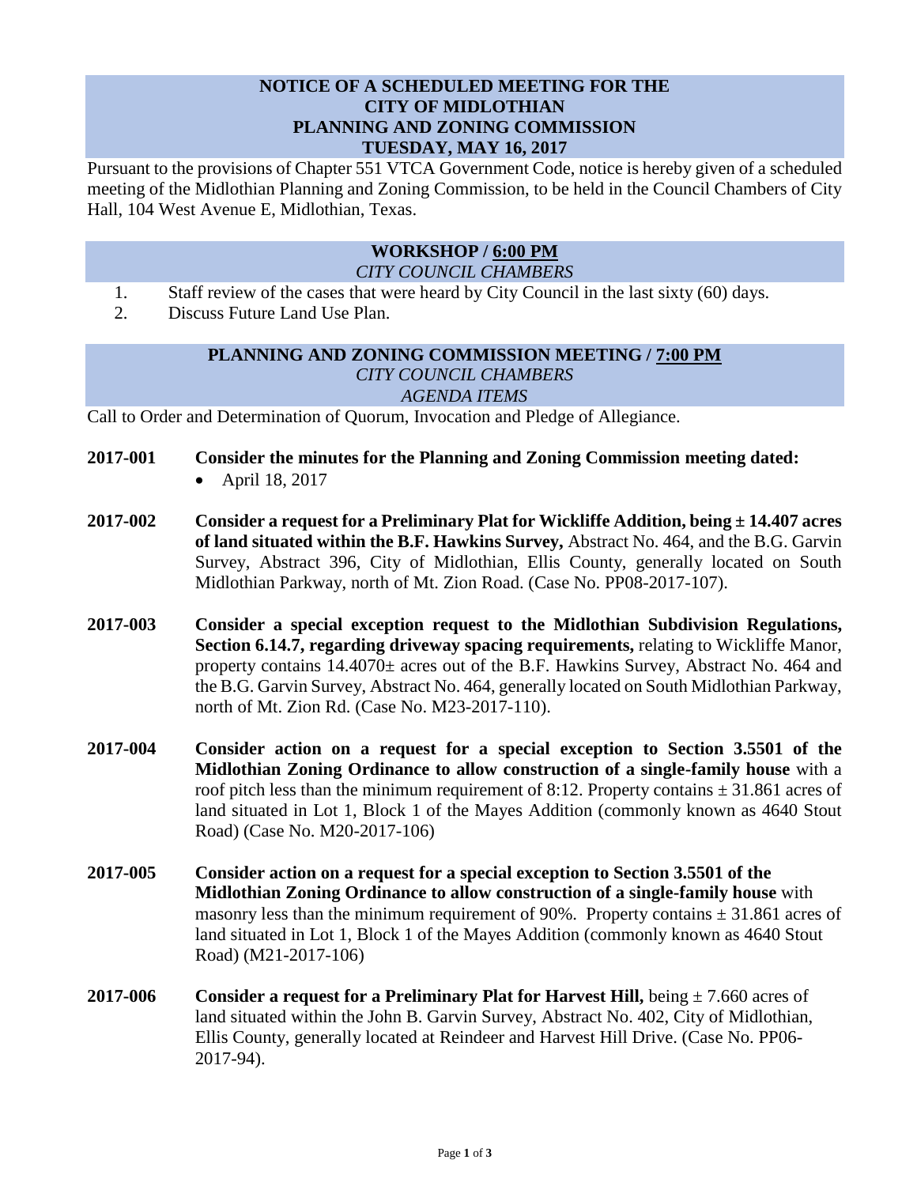# NOTICE OF A SCHEDULED MEETING FOR THE CITY OF MIDLOTHIAN PLANNING AND ZONING COMMISSION TUESDAY, MAY 16, 2017

Pursuant to the provisions of Chapter 551 VTCA Government Code, notice is hereby given of a scheduled meeting of the Midlothian Planning and Zoning Commission, to be held in the Council Chambers of City Hall, 104 West Avenue E, Midlothian, Texas.

## WORKSHOP / 6:00 PM

*CITY COUNCIL CHAMBERS*

1. Staff review of the cases that were heard by City Council in the last sixty (60) days.
2. Discuss Future Land Use Plan.

## PLANNING AND ZONING COMMISSION MEETING / 7:00 PM

*CITY COUNCIL CHAMBERS*

*AGENDA ITEMS*

Call to Order and Determination of Quorum, Invocation and Pledge of Allegiance.

**2017-001** **Consider the minutes for the Planning and Zoning Commission meeting dated:**

- April 18, 2017

**2017-002** **Consider a request for a Preliminary Plat for Wickliffe Addition, being ± 14.407 acres of land situated within the B.F. Hawkins Survey,** Abstract No. 464, and the B.G. Garvin Survey, Abstract 396, City of Midlothian, Ellis County, generally located on South Midlothian Parkway, north of Mt. Zion Road. (Case No. PP08-2017-107).

**2017-003** **Consider a special exception request to the Midlothian Subdivision Regulations, Section 6.14.7, regarding driveway spacing requirements,** relating to Wickliffe Manor, property contains 14.4070± acres out of the B.F. Hawkins Survey, Abstract No. 464 and the B.G. Garvin Survey, Abstract No. 464, generally located on South Midlothian Parkway, north of Mt. Zion Rd. (Case No. M23-2017-110).

**2017-004** **Consider action on a request for a special exception to Section 3.5501 of the Midlothian Zoning Ordinance to allow construction of a single-family house** with a roof pitch less than the minimum requirement of 8:12. Property contains ± 31.861 acres of land situated in Lot 1, Block 1 of the Mayes Addition (commonly known as 4640 Stout Road) (Case No. M20-2017-106)

**2017-005** **Consider action on a request for a special exception to Section 3.5501 of the Midlothian Zoning Ordinance to allow construction of a single-family house** with masonry less than the minimum requirement of 90%. Property contains ± 31.861 acres of land situated in Lot 1, Block 1 of the Mayes Addition (commonly known as 4640 Stout Road) (M21-2017-106)

**2017-006** **Consider a request for a Preliminary Plat for Harvest Hill,** being ± 7.660 acres of land situated within the John B. Garvin Survey, Abstract No. 402, City of Midlothian, Ellis County, generally located at Reindeer and Harvest Hill Drive. (Case No. PP06-2017-94).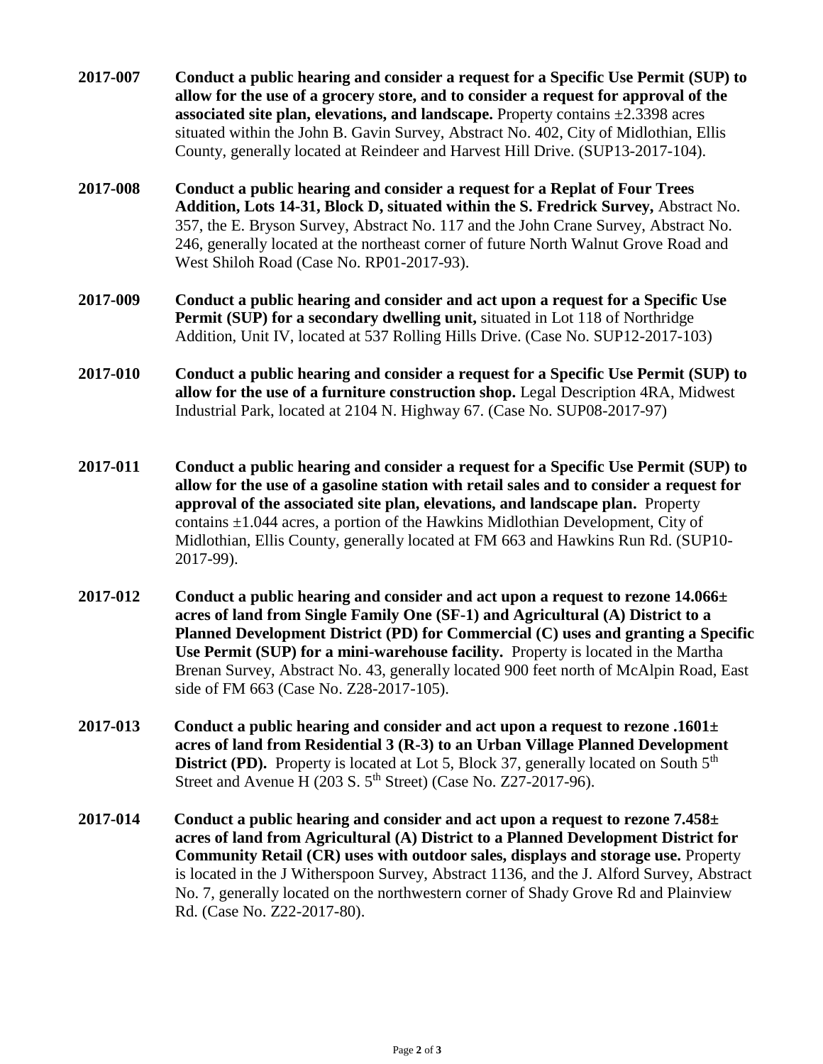**2017-007** **Conduct a public hearing and consider a request for a Specific Use Permit (SUP) to allow for the use of a grocery store, and to consider a request for approval of the associated site plan, elevations, and landscape.** Property contains ±2.3398 acres situated within the John B. Gavin Survey, Abstract No. 402, City of Midlothian, Ellis County, generally located at Reindeer and Harvest Hill Drive. (SUP13-2017-104).

**2017-008** **Conduct a public hearing and consider a request for a Replat of Four Trees Addition, Lots 14-31, Block D, situated within the S. Fredrick Survey,** Abstract No. 357, the E. Bryson Survey, Abstract No. 117 and the John Crane Survey, Abstract No. 246, generally located at the northeast corner of future North Walnut Grove Road and West Shiloh Road (Case No. RP01-2017-93).

**2017-009** **Conduct a public hearing and consider and act upon a request for a Specific Use Permit (SUP) for a secondary dwelling unit,** situated in Lot 118 of Northridge Addition, Unit IV, located at 537 Rolling Hills Drive. (Case No. SUP12-2017-103)

**2017-010** **Conduct a public hearing and consider a request for a Specific Use Permit (SUP) to allow for the use of a furniture construction shop.** Legal Description 4RA, Midwest Industrial Park, located at 2104 N. Highway 67. (Case No. SUP08-2017-97)

**2017-011** **Conduct a public hearing and consider a request for a Specific Use Permit (SUP) to allow for the use of a gasoline station with retail sales and to consider a request for approval of the associated site plan, elevations, and landscape plan.** Property contains ±1.044 acres, a portion of the Hawkins Midlothian Development, City of Midlothian, Ellis County, generally located at FM 663 and Hawkins Run Rd. (SUP10-2017-99).

**2017-012** **Conduct a public hearing and consider and act upon a request to rezone 14.066± acres of land from Single Family One (SF-1) and Agricultural (A) District to a Planned Development District (PD) for Commercial (C) uses and granting a Specific Use Permit (SUP) for a mini-warehouse facility.** Property is located in the Martha Brenan Survey, Abstract No. 43, generally located 900 feet north of McAlpin Road, East side of FM 663 (Case No. Z28-2017-105).

**2017-013** **Conduct a public hearing and consider and act upon a request to rezone .1601± acres of land from Residential 3 (R-3) to an Urban Village Planned Development District (PD).** Property is located at Lot 5, Block 37, generally located on South 5th Street and Avenue H (203 S. 5th Street) (Case No. Z27-2017-96).

**2017-014** **Conduct a public hearing and consider and act upon a request to rezone 7.458± acres of land from Agricultural (A) District to a Planned Development District for Community Retail (CR) uses with outdoor sales, displays and storage use.** Property is located in the J Witherspoon Survey, Abstract 1136, and the J. Alford Survey, Abstract No. 7, generally located on the northwestern corner of Shady Grove Rd and Plainview Rd. (Case No. Z22-2017-80).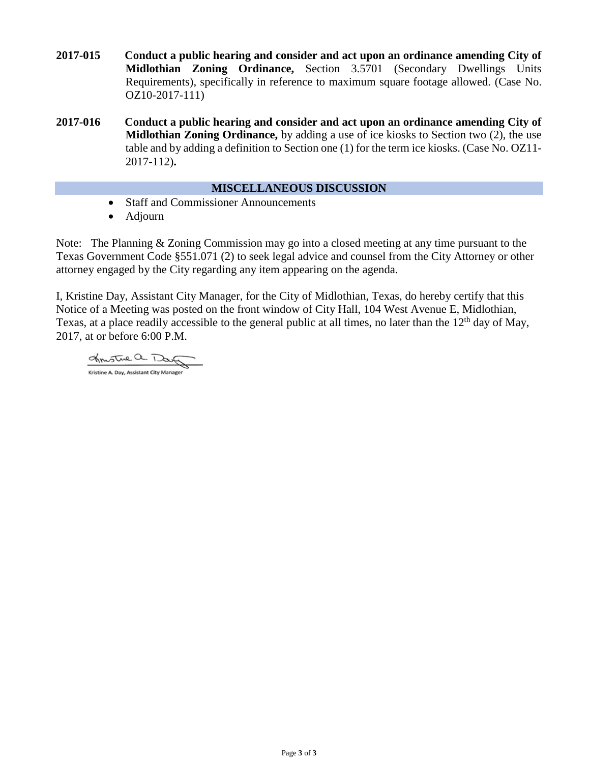**2017-015** **Conduct a public hearing and consider and act upon an ordinance amending City of Midlothian Zoning Ordinance,** Section 3.5701 (Secondary Dwellings Units Requirements), specifically in reference to maximum square footage allowed. (Case No. OZ10-2017-111)

**2017-016** **Conduct a public hearing and consider and act upon an ordinance amending City of Midlothian Zoning Ordinance,** by adding a use of ice kiosks to Section two (2), the use table and by adding a definition to Section one (1) for the term ice kiosks. (Case No. OZ11-2017-112)**.**

## MISCELLANEOUS DISCUSSION

- Staff and Commissioner Announcements
- Adjourn

Note: The Planning & Zoning Commission may go into a closed meeting at any time pursuant to the Texas Government Code §551.071 (2) to seek legal advice and counsel from the City Attorney or other attorney engaged by the City regarding any item appearing on the agenda.

I, Kristine Day, Assistant City Manager, for the City of Midlothian, Texas, do hereby certify that this Notice of a Meeting was posted on the front window of City Hall, 104 West Avenue E, Midlothian, Texas, at a place readily accessible to the general public at all times, no later than the 12th day of May, 2017, at or before 6:00 P.M.

Kristine A. Day, Assistant City Manager